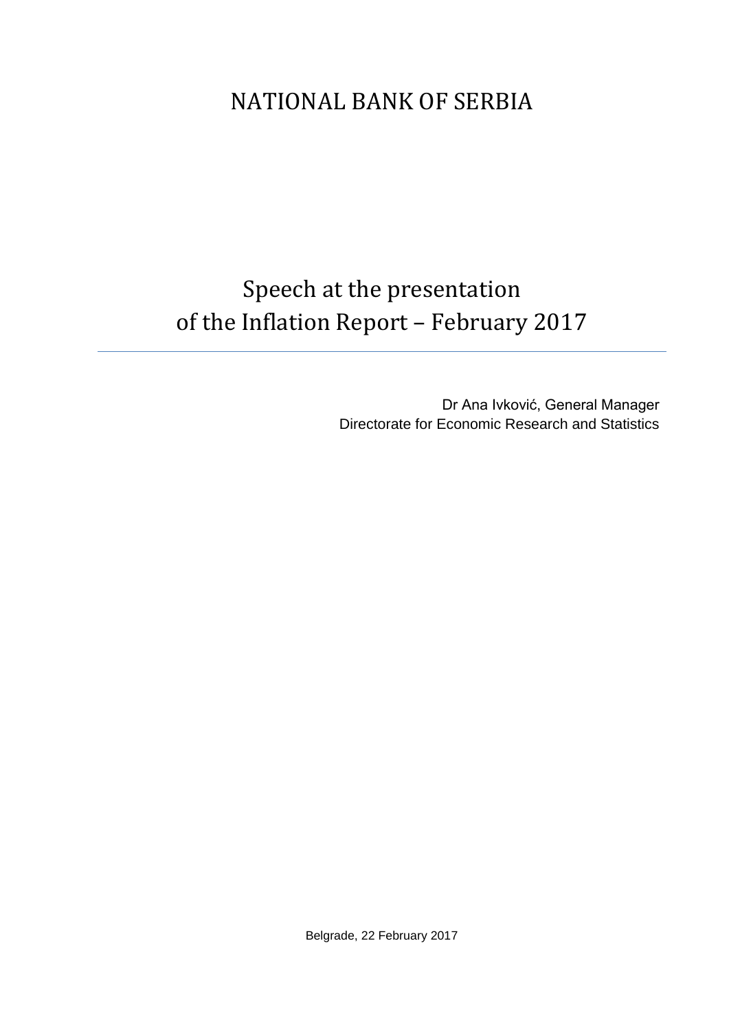# NATIONAL BANK OF SERBIA

## Speech at the presentation of the Inflation Report – February 2017

---

Dr Ana Ivković, General Manager
Directorate for Economic Research and Statistics

Belgrade, 22 February 2017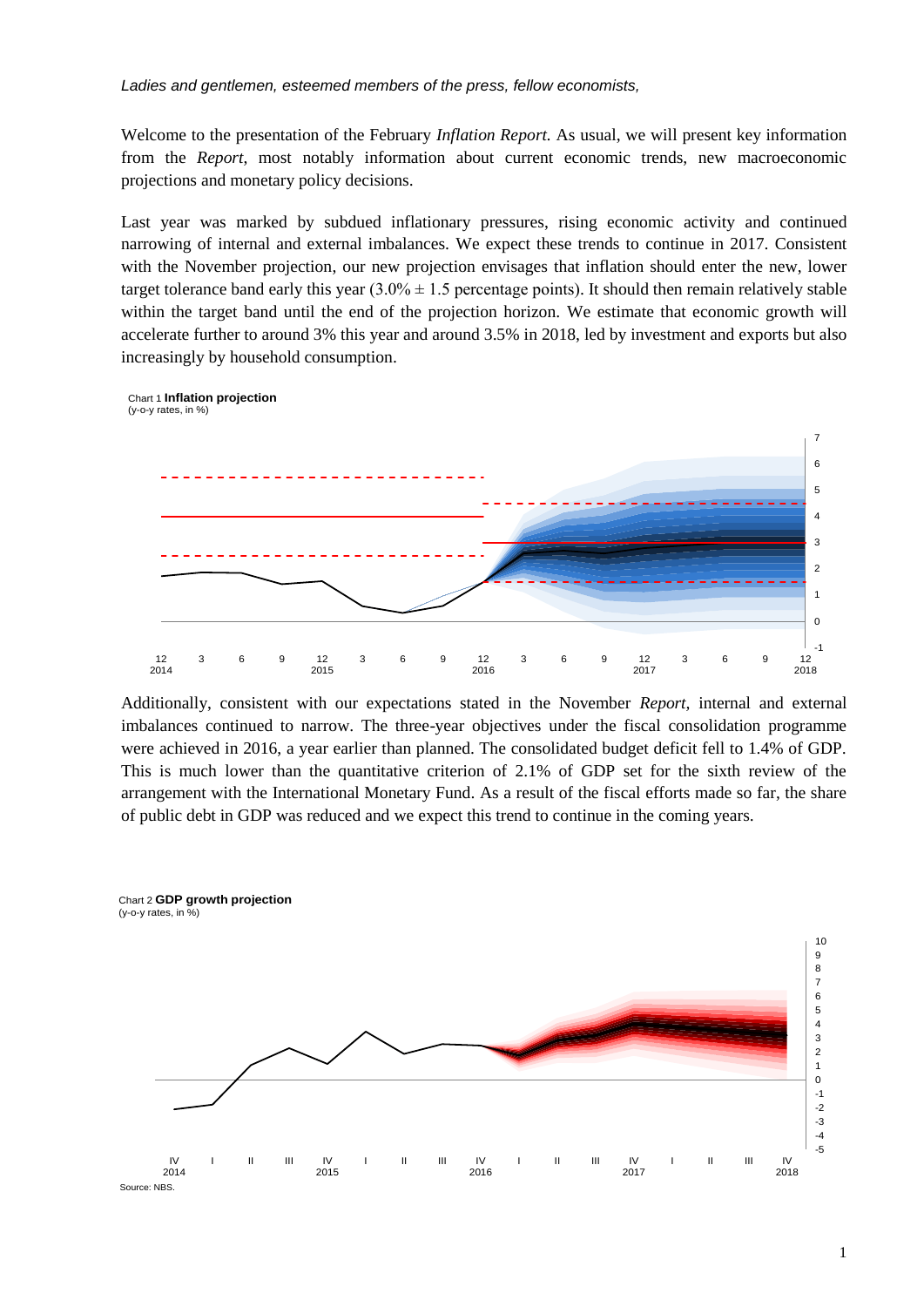*Ladies and gentlemen, esteemed members of the press, fellow economists,*

Welcome to the presentation of the February *Inflation Report.* As usual, we will present key information from the *Report*, most notably information about current economic trends, new macroeconomic projections and monetary policy decisions.

Last year was marked by subdued inflationary pressures, rising economic activity and continued narrowing of internal and external imbalances. We expect these trends to continue in 2017. Consistent with the November projection, our new projection envisages that inflation should enter the new, lower target tolerance band early this year (3.0% ± 1.5 percentage points). It should then remain relatively stable within the target band until the end of the projection horizon. We estimate that economic growth will accelerate further to around 3% this year and around 3.5% in 2018, led by investment and exports but also increasingly by household consumption.

Chart 1 **Inflation projection**
(y-o-y rates, in %)

Additionally, consistent with our expectations stated in the November *Report,* internal and external imbalances continued to narrow. The three-year objectives under the fiscal consolidation programme were achieved in 2016, a year earlier than planned. The consolidated budget deficit fell to 1.4% of GDP. This is much lower than the quantitative criterion of 2.1% of GDP set for the sixth review of the arrangement with the International Monetary Fund. As a result of the fiscal efforts made so far, the share of public debt in GDP was reduced and we expect this trend to continue in the coming years.

Chart 2 **GDP growth projection**
(y-o-y rates, in %)

Source: NBS.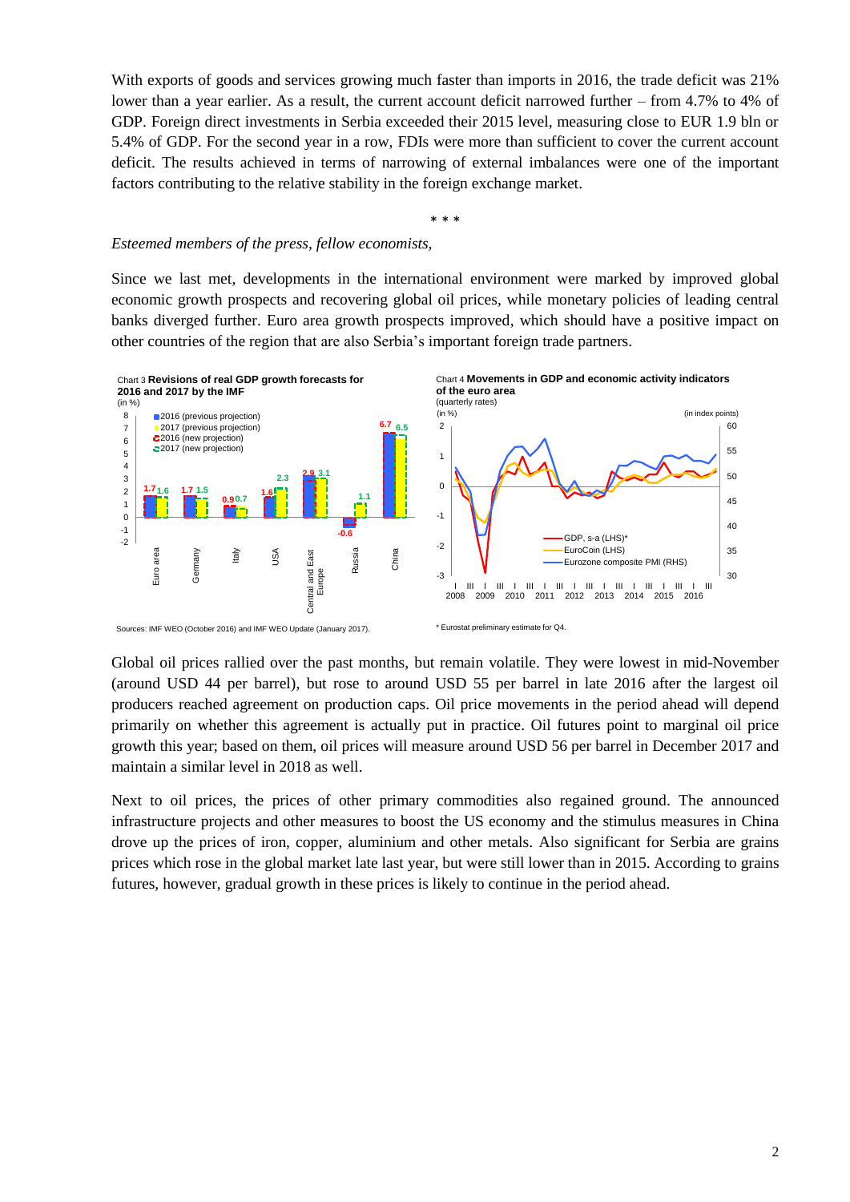With exports of goods and services growing much faster than imports in 2016, the trade deficit was 21% lower than a year earlier. As a result, the current account deficit narrowed further – from 4.7% to 4% of GDP. Foreign direct investments in Serbia exceeded their 2015 level, measuring close to EUR 1.9 bln or 5.4% of GDP. For the second year in a row, FDIs were more than sufficient to cover the current account deficit. The results achieved in terms of narrowing of external imbalances were one of the important factors contributing to the relative stability in the foreign exchange market.

\* \* \*

*Esteemed members of the press, fellow economists,*

Since we last met, developments in the international environment were marked by improved global economic growth prospects and recovering global oil prices, while monetary policies of leading central banks diverged further. Euro area growth prospects improved, which should have a positive impact on other countries of the region that are also Serbia's important foreign trade partners.

Chart 3 **Revisions of real GDP growth forecasts for 2016 and 2017 by the IMF**
(in %)

| | 2016 (previous projection) | 2017 (previous projection) | 2016 (new projection) | 2017 (new projection) |
|---|---|---|---|---|
| Euro area | | | 1.7 | 1.6 |
| Germany | | | 1.7 | 1.5 |
| Italy | | | 0.9 | 0.7 |
| USA | | | 1.6 | 2.3 |
| Central and East Europe | | | 2.9 | 3.1 |
| Russia | | | -0.6 | 1.1 |
| China | | | 6.7 | 6.5 |

Sources: IMF WEO (October 2016) and IMF WEO Update (January 2017).

Chart 4 **Movements in GDP and economic activity indicators of the euro area**
(quarterly rates)

GDP, s-a (LHS)*; EuroCoin (LHS); Eurozone composite PMI (RHS)

\* Eurostat preliminary estimate for Q4.

Global oil prices rallied over the past months, but remain volatile. They were lowest in mid-November (around USD 44 per barrel), but rose to around USD 55 per barrel in late 2016 after the largest oil producers reached agreement on production caps. Oil price movements in the period ahead will depend primarily on whether this agreement is actually put in practice. Oil futures point to marginal oil price growth this year; based on them, oil prices will measure around USD 56 per barrel in December 2017 and maintain a similar level in 2018 as well.

Next to oil prices, the prices of other primary commodities also regained ground. The announced infrastructure projects and other measures to boost the US economy and the stimulus measures in China drove up the prices of iron, copper, aluminium and other metals. Also significant for Serbia are grains prices which rose in the global market late last year, but were still lower than in 2015. According to grains futures, however, gradual growth in these prices is likely to continue in the period ahead.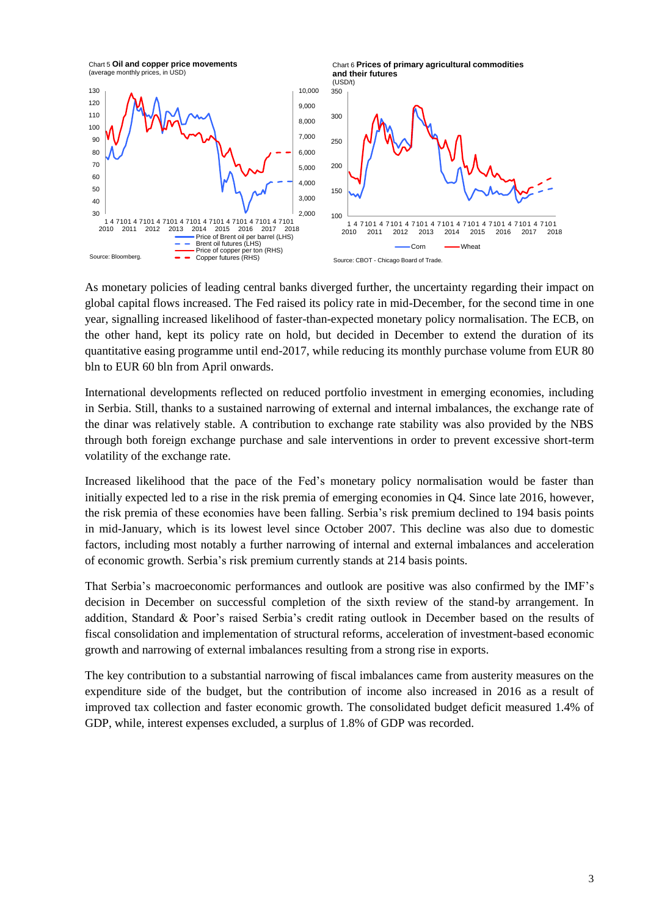Chart 5 **Oil and copper price movements**
(average monthly prices, in USD)

Source: Bloomberg.

Chart 6 **Prices of primary agricultural commodities and their futures**
(USD/t)

Source: CBOT - Chicago Board of Trade.

As monetary policies of leading central banks diverged further, the uncertainty regarding their impact on global capital flows increased. The Fed raised its policy rate in mid-December, for the second time in one year, signalling increased likelihood of faster-than-expected monetary policy normalisation. The ECB, on the other hand, kept its policy rate on hold, but decided in December to extend the duration of its quantitative easing programme until end-2017, while reducing its monthly purchase volume from EUR 80 bln to EUR 60 bln from April onwards.

International developments reflected on reduced portfolio investment in emerging economies, including in Serbia. Still, thanks to a sustained narrowing of external and internal imbalances, the exchange rate of the dinar was relatively stable. A contribution to exchange rate stability was also provided by the NBS through both foreign exchange purchase and sale interventions in order to prevent excessive short-term volatility of the exchange rate.

Increased likelihood that the pace of the Fed's monetary policy normalisation would be faster than initially expected led to a rise in the risk premia of emerging economies in Q4. Since late 2016, however, the risk premia of these economies have been falling. Serbia's risk premium declined to 194 basis points in mid-January, which is its lowest level since October 2007. This decline was also due to domestic factors, including most notably a further narrowing of internal and external imbalances and acceleration of economic growth. Serbia's risk premium currently stands at 214 basis points.

That Serbia's macroeconomic performances and outlook are positive was also confirmed by the IMF's decision in December on successful completion of the sixth review of the stand-by arrangement. In addition, Standard & Poor's raised Serbia's credit rating outlook in December based on the results of fiscal consolidation and implementation of structural reforms, acceleration of investment-based economic growth and narrowing of external imbalances resulting from a strong rise in exports.

The key contribution to a substantial narrowing of fiscal imbalances came from austerity measures on the expenditure side of the budget, but the contribution of income also increased in 2016 as a result of improved tax collection and faster economic growth. The consolidated budget deficit measured 1.4% of GDP, while, interest expenses excluded, a surplus of 1.8% of GDP was recorded.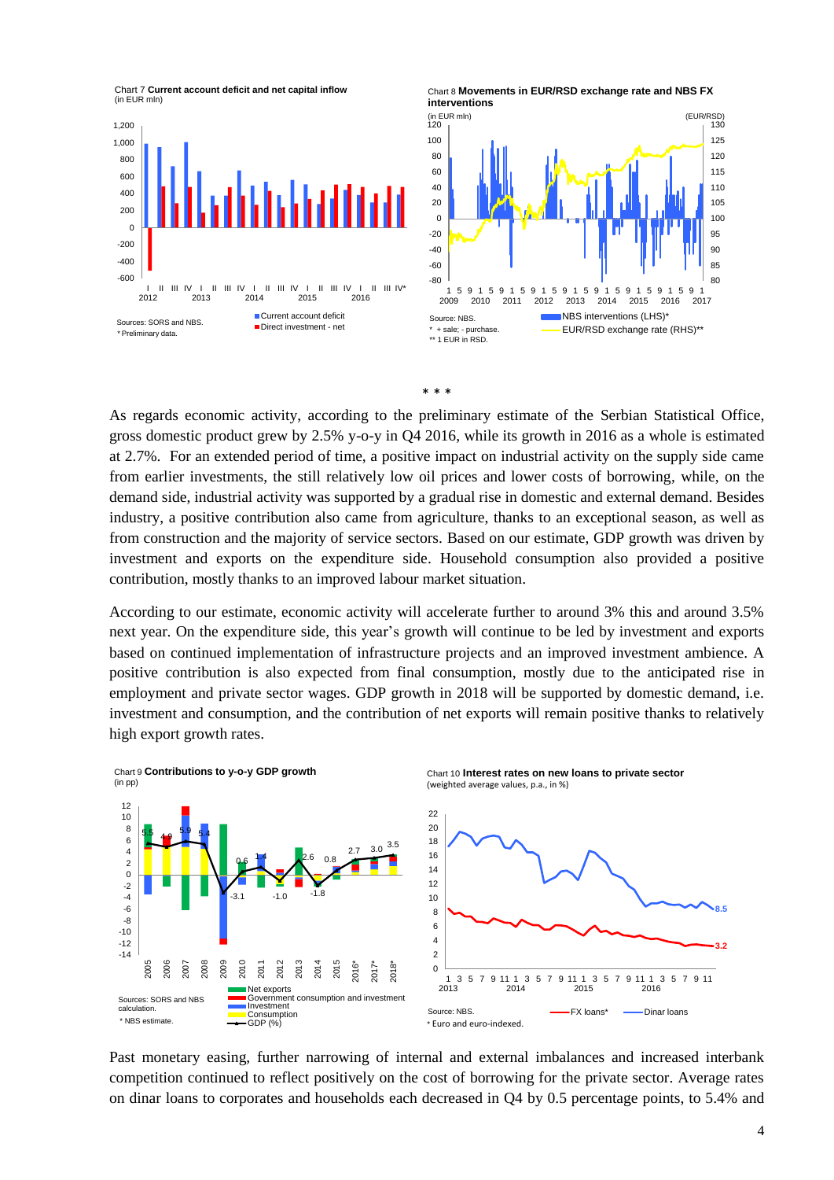Chart 7 **Current account deficit and net capital inflow**
(in EUR mln)

Sources: SORS and NBS.
\* Preliminary data.

Chart 8 **Movements in EUR/RSD exchange rate and NBS FX interventions**

Source: NBS.
\* + sale; - purchase.
\*\* 1 EUR in RSD.

\* \* \*

As regards economic activity, according to the preliminary estimate of the Serbian Statistical Office, gross domestic product grew by 2.5% y-o-y in Q4 2016, while its growth in 2016 as a whole is estimated at 2.7%. For an extended period of time, a positive impact on industrial activity on the supply side came from earlier investments, the still relatively low oil prices and lower costs of borrowing, while, on the demand side, industrial activity was supported by a gradual rise in domestic and external demand. Besides industry, a positive contribution also came from agriculture, thanks to an exceptional season, as well as from construction and the majority of service sectors. Based on our estimate, GDP growth was driven by investment and exports on the expenditure side. Household consumption also provided a positive contribution, mostly thanks to an improved labour market situation.

According to our estimate, economic activity will accelerate further to around 3% this and around 3.5% next year. On the expenditure side, this year's growth will continue to be led by investment and exports based on continued implementation of infrastructure projects and an improved investment ambience. A positive contribution is also expected from final consumption, mostly due to the anticipated rise in employment and private sector wages. GDP growth in 2018 will be supported by domestic demand, i.e. investment and consumption, and the contribution of net exports will remain positive thanks to relatively high export growth rates.

Chart 9 **Contributions to y-o-y GDP growth**
(in pp)

Sources: SORS and NBS calculation.
\* NBS estimate.

Chart 10 **Interest rates on new loans to private sector**
(weighted average values, p.a., in %)

Source: NBS.
\* Euro and euro-indexed.

Past monetary easing, further narrowing of internal and external imbalances and increased interbank competition continued to reflect positively on the cost of borrowing for the private sector. Average rates on dinar loans to corporates and households each decreased in Q4 by 0.5 percentage points, to 5.4% and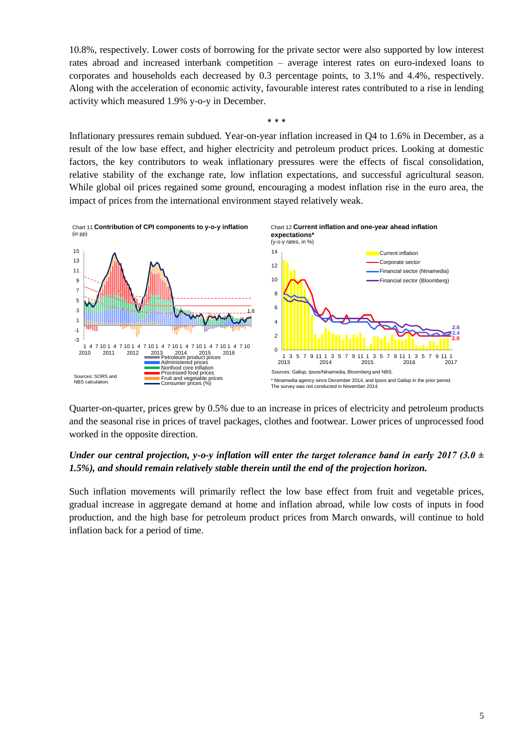10.8%, respectively. Lower costs of borrowing for the private sector were also supported by low interest rates abroad and increased interbank competition – average interest rates on euro-indexed loans to corporates and households each decreased by 0.3 percentage points, to 3.1% and 4.4%, respectively. Along with the acceleration of economic activity, favourable interest rates contributed to a rise in lending activity which measured 1.9% y-o-y in December.

\* \* \*

Inflationary pressures remain subdued. Year-on-year inflation increased in Q4 to 1.6% in December, as a result of the low base effect, and higher electricity and petroleum product prices. Looking at domestic factors, the key contributors to weak inflationary pressures were the effects of fiscal consolidation, relative stability of the exchange rate, low inflation expectations, and successful agricultural season. While global oil prices regained some ground, encouraging a modest inflation rise in the euro area, the impact of prices from the international environment stayed relatively weak.

Chart 11 **Contribution of CPI components to y-o-y inflation**
(in pp)

Sources: SORS and NBS calculation.

Chart 12 **Current inflation and one-year ahead inflation expectations***
(y-o-y rates, in %)

Sources: Gallup, Ipsos/Ninamedia, Bloomberg and NBS.

\* Ninamedia agency since December 2014, and Ipsos and Gallup in the prior period. The survey was not conducted in November 2014.

Quarter-on-quarter, prices grew by 0.5% due to an increase in prices of electricity and petroleum products and the seasonal rise in prices of travel packages, clothes and footwear. Lower prices of unprocessed food worked in the opposite direction.

***Under our central projection, y-o-y inflation will enter the target tolerance band in early 2017 (3.0 ± 1.5%), and should remain relatively stable therein until the end of the projection horizon.***

Such inflation movements will primarily reflect the low base effect from fruit and vegetable prices, gradual increase in aggregate demand at home and inflation abroad, while low costs of inputs in food production, and the high base for petroleum product prices from March onwards, will continue to hold inflation back for a period of time.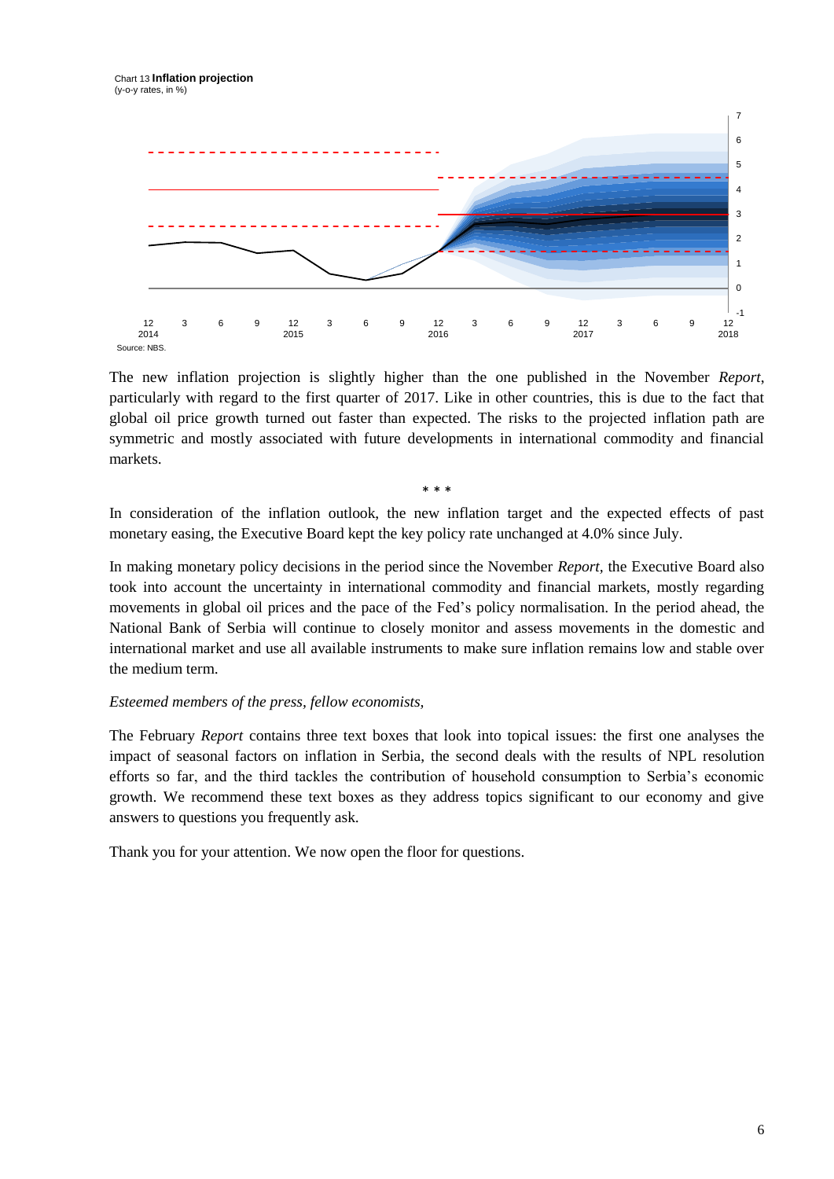Chart 13 **Inflation projection**
(y-o-y rates, in %)

7
6
5
4
3
2
1
0
-1

12 2014 3 6 9 12 2015 3 6 9 12 2016 3 6 9 12 2017 3 6 9 12 2018

Source: NBS.

The new inflation projection is slightly higher than the one published in the November *Report*, particularly with regard to the first quarter of 2017. Like in other countries, this is due to the fact that global oil price growth turned out faster than expected. The risks to the projected inflation path are symmetric and mostly associated with future developments in international commodity and financial markets.

\* \* \*

In consideration of the inflation outlook, the new inflation target and the expected effects of past monetary easing, the Executive Board kept the key policy rate unchanged at 4.0% since July.

In making monetary policy decisions in the period since the November *Report*, the Executive Board also took into account the uncertainty in international commodity and financial markets, mostly regarding movements in global oil prices and the pace of the Fed's policy normalisation. In the period ahead, the National Bank of Serbia will continue to closely monitor and assess movements in the domestic and international market and use all available instruments to make sure inflation remains low and stable over the medium term.

*Esteemed members of the press, fellow economists,*

The February *Report* contains three text boxes that look into topical issues: the first one analyses the impact of seasonal factors on inflation in Serbia, the second deals with the results of NPL resolution efforts so far, and the third tackles the contribution of household consumption to Serbia's economic growth. We recommend these text boxes as they address topics significant to our economy and give answers to questions you frequently ask.

Thank you for your attention. We now open the floor for questions.